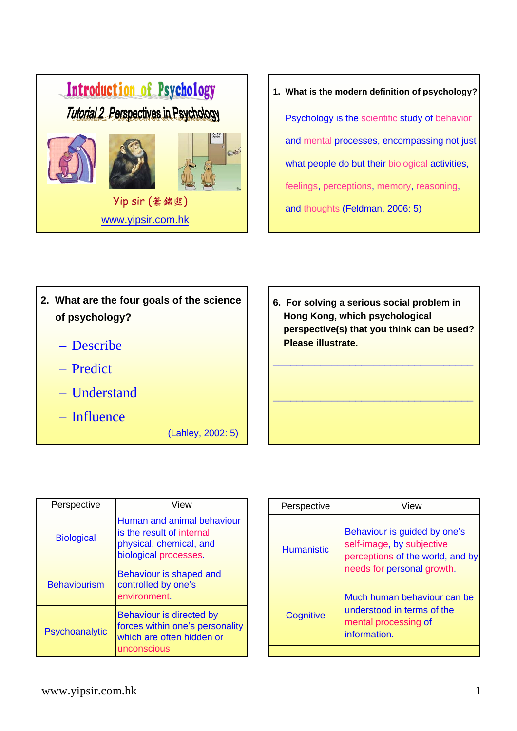# Introduction of Psychology

## Tutorial 2 Perspectives in Psychology

Yip sir (葉錦熙)

www.yipsir.com.hk

**1. What is the modern definition of psychology?**

Psychology is the scientific study of behavior and mental processes, encompassing not just what people do but their biological activities, feelings, perceptions, memory, reasoning, and thoughts (Feldman, 2006: 5)

**2. What are the four goals of the science of psychology?**

- Describe
- Predict
- Understand
- Influence

(Lahley, 2002: 5)

**6. For solving a serious social problem in Hong Kong, which psychological perspective(s) that you think can be used? Please illustrate.**

\_\_\_\_\_\_\_\_\_\_\_\_\_\_\_\_\_\_\_\_\_\_\_\_\_\_\_\_\_\_\_\_\_\_\_\_\_\_\_\_

\_\_\_\_\_\_\_\_\_\_\_\_\_\_\_\_\_\_\_\_\_\_\_\_\_\_\_\_\_\_\_\_\_\_\_\_\_\_\_\_

| Perspective | View |
|---|---|
| Biological | Human and animal behaviour is the result of internal physical, chemical, and biological processes. |
| Behaviourism | Behaviour is shaped and controlled by one's environment. |
| Psychoanalytic | Behaviour is directed by forces within one's personality which are often hidden or unconscious |

| Perspective | View |
|---|---|
| Humanistic | Behaviour is guided by one's self-image, by subjective perceptions of the world, and by needs for personal growth. |
| Cognitive | Much human behaviour can be understood in terms of the mental processing of information. |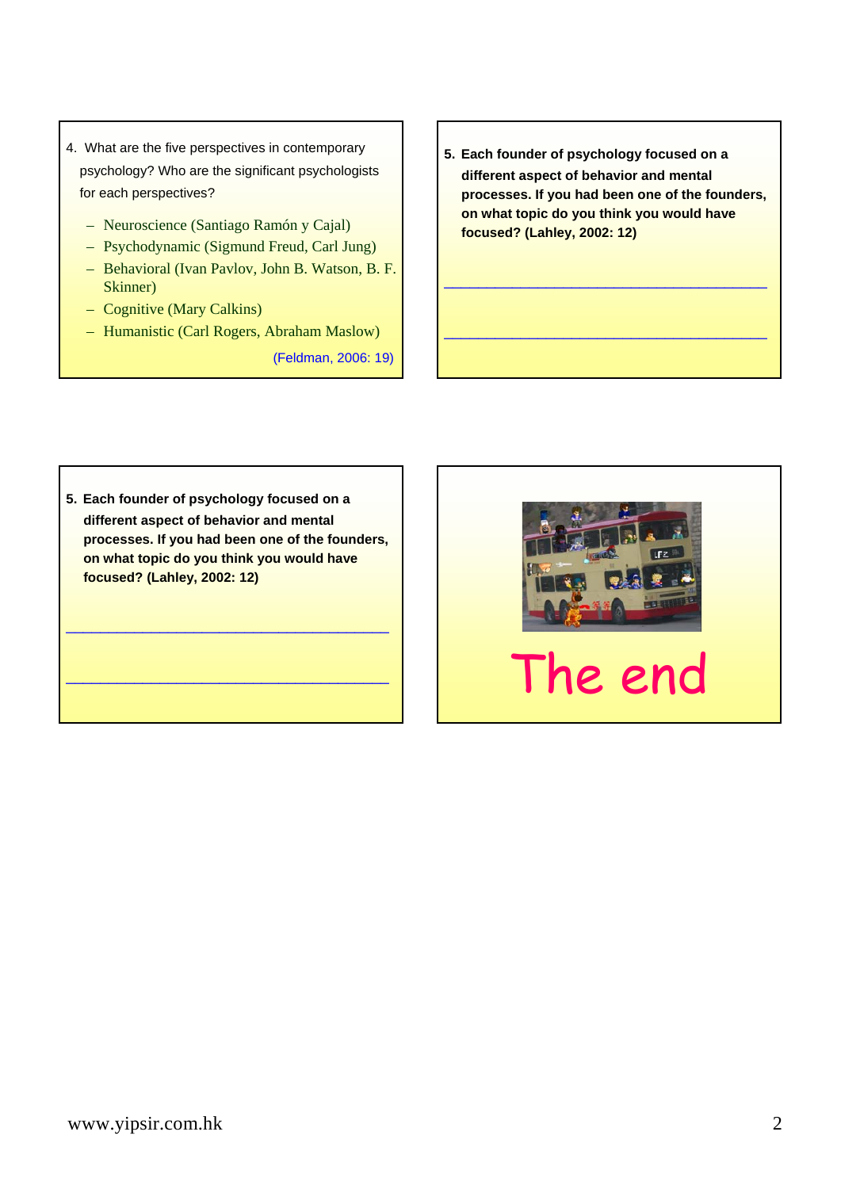4. What are the five perspectives in contemporary psychology? Who are the significant psychologists for each perspectives?

- Neuroscience (Santiago Ramón y Cajal)
- Psychodynamic (Sigmund Freud, Carl Jung)
- Behavioral (Ivan Pavlov, John B. Watson, B. F. Skinner)
- Cognitive (Mary Calkins)
- Humanistic (Carl Rogers, Abraham Maslow)

(Feldman, 2006: 19)

**5. Each founder of psychology focused on a different aspect of behavior and mental processes. If you had been one of the founders, on what topic do you think you would have focused? (Lahley, 2002: 12)**

\_\_\_\_\_\_\_\_\_\_\_\_\_\_\_\_\_\_\_\_\_\_\_\_\_\_\_\_\_\_\_\_\_\_\_\_\_\_\_\_

\_\_\_\_\_\_\_\_\_\_\_\_\_\_\_\_\_\_\_\_\_\_\_\_\_\_\_\_\_\_\_\_\_\_\_\_\_\_\_\_

**5. Each founder of psychology focused on a different aspect of behavior and mental processes. If you had been one of the founders, on what topic do you think you would have focused? (Lahley, 2002: 12)**

\_\_\_\_\_\_\_\_\_\_\_\_\_\_\_\_\_\_\_\_\_\_\_\_\_\_\_\_\_\_\_\_\_\_\_\_\_\_\_\_

\_\_\_\_\_\_\_\_\_\_\_\_\_\_\_\_\_\_\_\_\_\_\_\_\_\_\_\_\_\_\_\_\_\_\_\_\_\_\_\_

The end

www.yipsir.com.hk